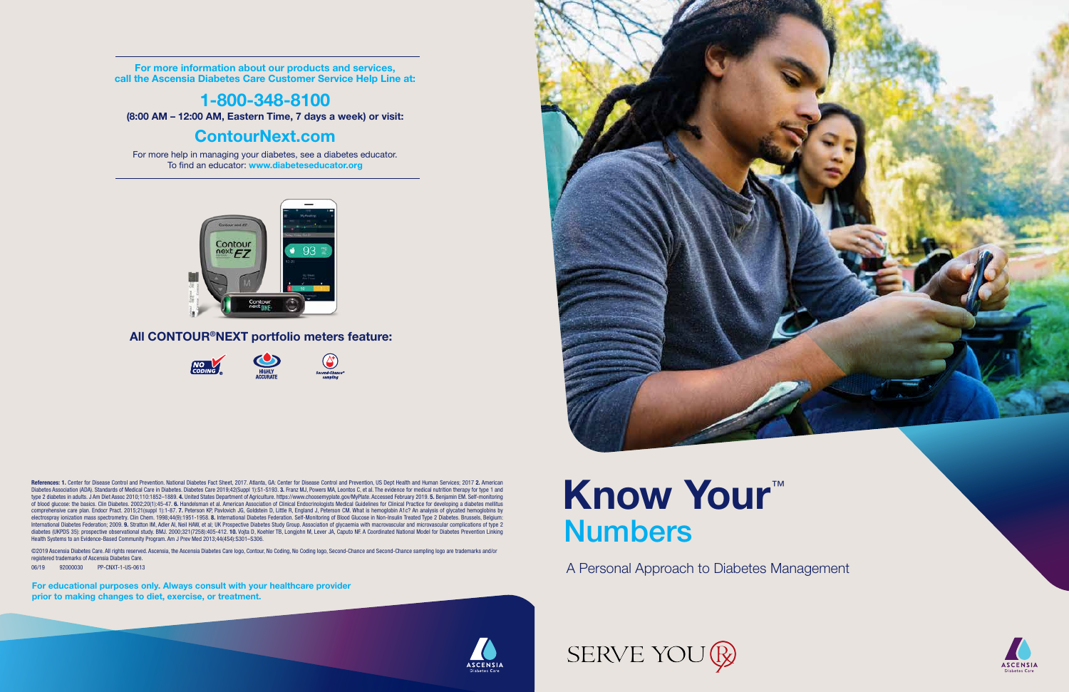For more information about our products and services, call the Ascensia Diabetes Care Customer Service Help Line at:

## 1-800-348-8100

**(8:00 AM – 12:00 AM, Eastern Time, 7 days a week) or visit:**

## ContourNext.com

For more help in managing your diabetes, see a diabetes educator.
To find an educator: **www.diabeteseducator.org**

**All CONTOUR®NEXT portfolio meters feature:**

NO CODING® | HIGHLY ACCURATE | Second-Chance® sampling

**References: 1.** Center for Disease Control and Prevention. National Diabetes Fact Sheet, 2017. Atlanta, GA: Center for Disease Control and Prevention, US Dept Health and Human Services; 2017 **2.** American Diabetes Association (ADA). Standards of Medical Care in Diabetes. Diabetes Care 2019;42(Suppl 1):S1-S193. **3.** Franz MJ, Powers MA, Leontos C, et al. The evidence for medical nutrition therapy for type 1 and type 2 diabetes in adults. J Am Diet Assoc 2010;110:1852–1889. **4.** United States Department of Agriculture. https://www.choosemyplate.gov/MyPlate. Accessed February 2019. **5.** Benjamin EM. Self-monitoring of blood glucose: the basics. Clin Diabetes. 2002;20(1):45-47. **6.** Handelsman et al. American Association of Clinical Endocrinologists Medical Guidelines for Clinical Practice for developing a diabetes mellitus comprehensive care plan. Endocr Pract. 2015;21(suppl 1):1-87. **7.** Peterson KP, Pavlovich JG, Goldstein D, Little R, England J, Peterson CM. What is hemoglobin A1c? An analysis of glycated hemoglobins by electrospray ionization mass spectrometry. Clin Chem. 1998;44(9):1951-1958. **8.** International Diabetes Federation. Self-Monitoring of Blood Glucose in Non-Insulin Treated Type 2 Diabetes. Brussels, Belgium: International Diabetes Federation; 2009. **9.** Stratton IM, Adler AI, Neil HAW, et al; UK Prospective Diabetes Study Group. Association of glycaemia with macrovascular and microvascular complications of type 2 diabetes (UKPDS 35): prospective observational study. BMJ. 2000;321(7258):405-412. **10.** Vojta D, Koehler TB, Longjohn M, Lever JA, Caputo NF. A Coordinated National Model for Diabetes Prevention Linking Health Systems to an Evidence-Based Community Program. Am J Prev Med 2013;44(4S4):S301–S306.

©2019 Ascensia Diabetes Care. All rights reserved. Ascensia, the Ascensia Diabetes Care logo, Contour, No Coding, No Coding logo, Second-Chance and Second-Chance sampling logo are trademarks and/or registered trademarks of Ascensia Diabetes Care.

06/19 82000030 PP-CNXT-1-US-0613

**For educational purposes only. Always consult with your healthcare provider prior to making changes to diet, exercise, or treatment.**

ASCENSIA Diabetes Care

# Know Your™ Numbers

A Personal Approach to Diabetes Management

SERVE YOU ℞

ASCENSIA Diabetes Care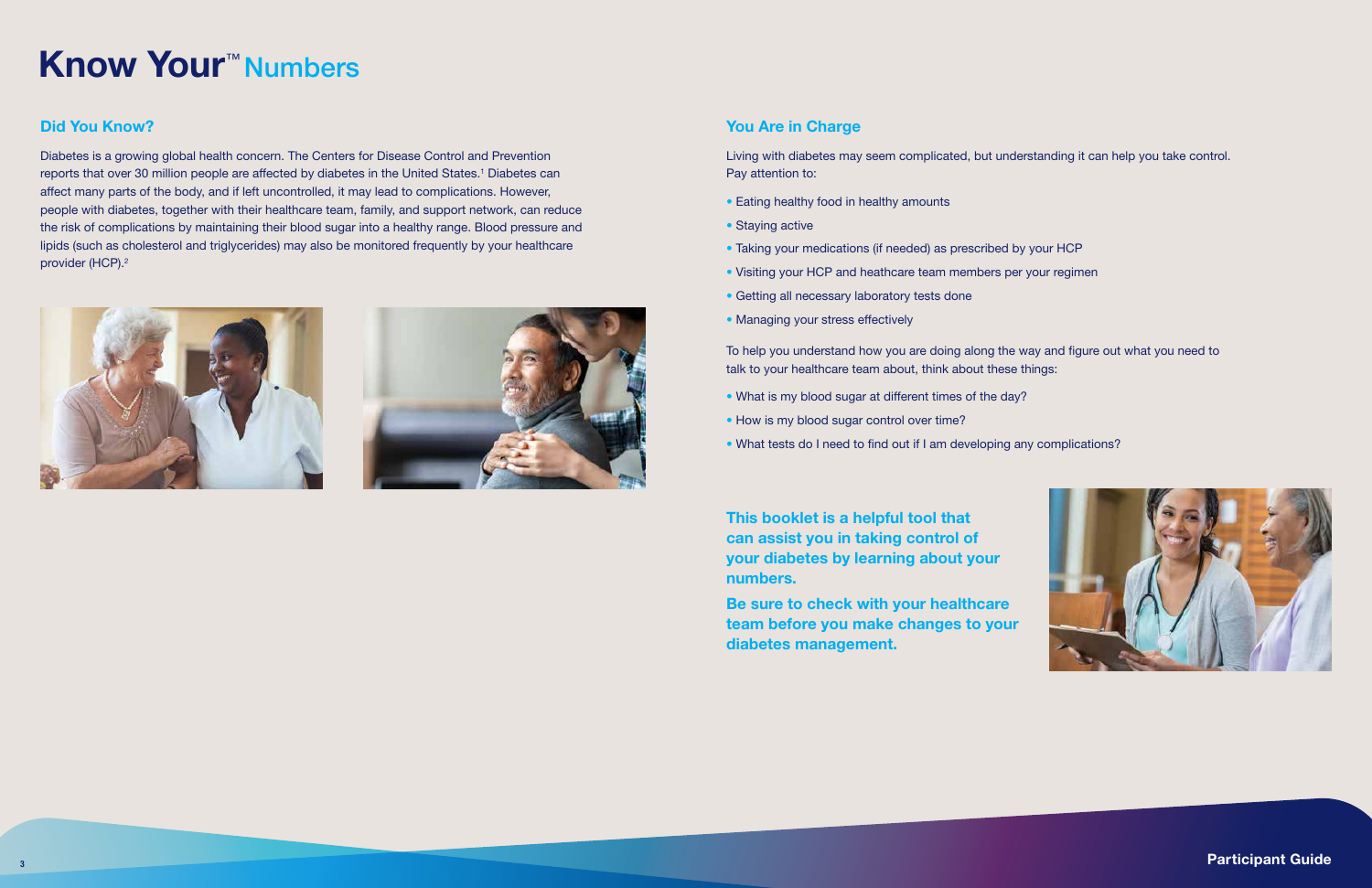# Know Your™ Numbers

## Did You Know?

Diabetes is a growing global health concern. The Centers for Disease Control and Prevention reports that over 30 million people are affected by diabetes in the United States.[1] Diabetes can affect many parts of the body, and if left uncontrolled, it may lead to complications. However, people with diabetes, together with their healthcare team, family, and support network, can reduce the risk of complications by maintaining their blood sugar into a healthy range. Blood pressure and lipids (such as cholesterol and triglycerides) may also be monitored frequently by your healthcare provider (HCP).[2]

## You Are in Charge

Living with diabetes may seem complicated, but understanding it can help you take control. Pay attention to:

- Eating healthy food in healthy amounts
- Staying active
- Taking your medications (if needed) as prescribed by your HCP
- Visiting your HCP and heathcare team members per your regimen
- Getting all necessary laboratory tests done
- Managing your stress effectively

To help you understand how you are doing along the way and figure out what you need to talk to your healthcare team about, think about these things:

- What is my blood sugar at different times of the day?
- How is my blood sugar control over time?
- What tests do I need to find out if I am developing any complications?

**This booklet is a helpful tool that can assist you in taking control of your diabetes by learning about your numbers.**

**Be sure to check with your healthcare team before you make changes to your diabetes management.**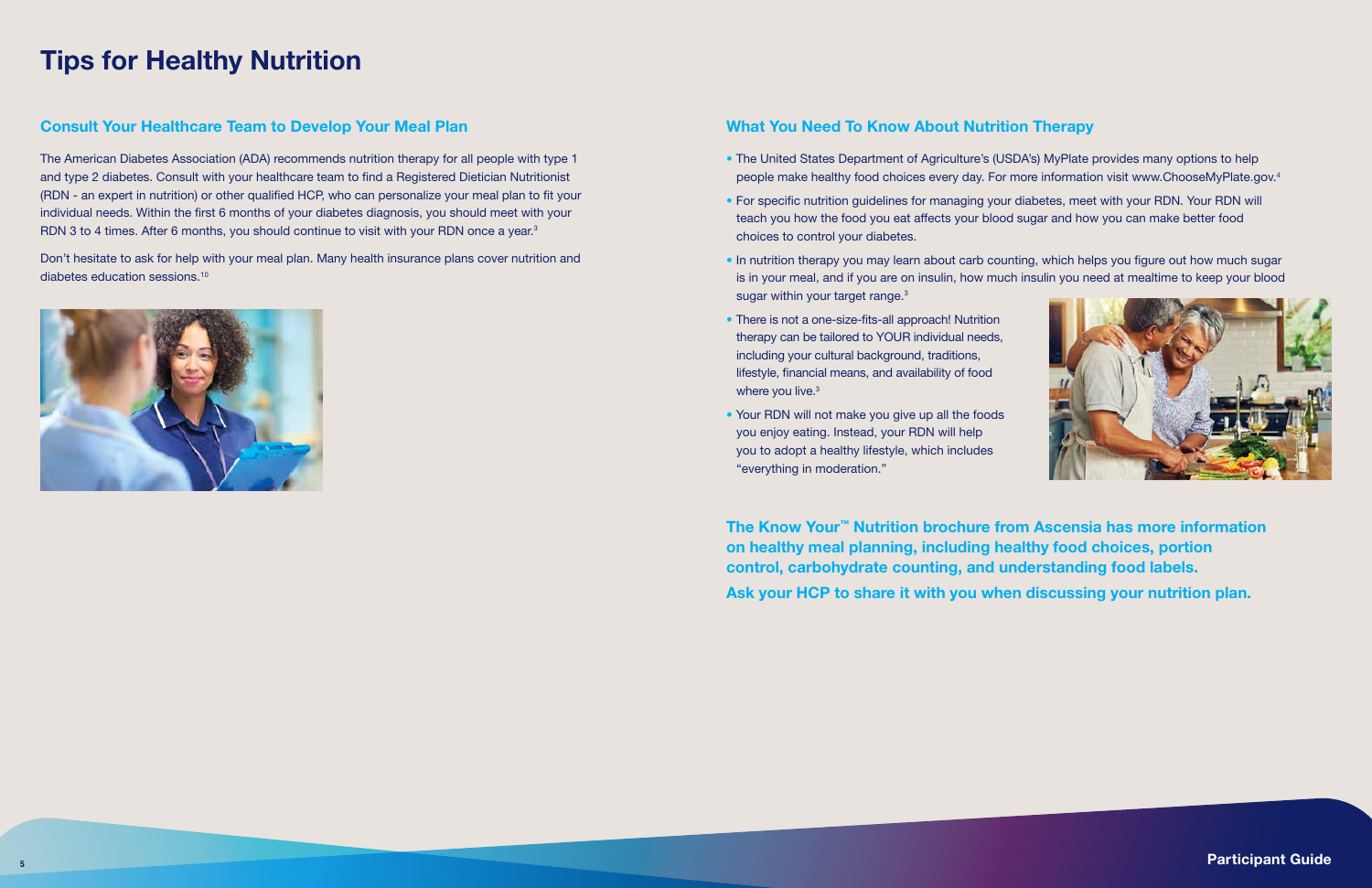# Tips for Healthy Nutrition

## Consult Your Healthcare Team to Develop Your Meal Plan

The American Diabetes Association (ADA) recommends nutrition therapy for all people with type 1 and type 2 diabetes. Consult with your healthcare team to find a Registered Dietician Nutritionist (RDN - an expert in nutrition) or other qualified HCP, who can personalize your meal plan to fit your individual needs. Within the first 6 months of your diabetes diagnosis, you should meet with your RDN 3 to 4 times. After 6 months, you should continue to visit with your RDN once a year.[3]

Don't hesitate to ask for help with your meal plan. Many health insurance plans cover nutrition and diabetes education sessions.[10]

## What You Need To Know About Nutrition Therapy

- The United States Department of Agriculture's (USDA's) MyPlate provides many options to help people make healthy food choices every day. For more information visit www.ChooseMyPlate.gov.[4]
- For specific nutrition guidelines for managing your diabetes, meet with your RDN. Your RDN will teach you how the food you eat affects your blood sugar and how you can make better food choices to control your diabetes.
- In nutrition therapy you may learn about carb counting, which helps you figure out how much sugar is in your meal, and if you are on insulin, how much insulin you need at mealtime to keep your blood sugar within your target range.[3]
- There is not a one-size-fits-all approach! Nutrition therapy can be tailored to YOUR individual needs, including your cultural background, traditions, lifestyle, financial means, and availability of food where you live.[3]
- Your RDN will not make you give up all the foods you enjoy eating. Instead, your RDN will help you to adopt a healthy lifestyle, which includes "everything in moderation."

**The Know Your™ Nutrition brochure from Ascensia has more information on healthy meal planning, including healthy food choices, portion control, carbohydrate counting, and understanding food labels.**

**Ask your HCP to share it with you when discussing your nutrition plan.**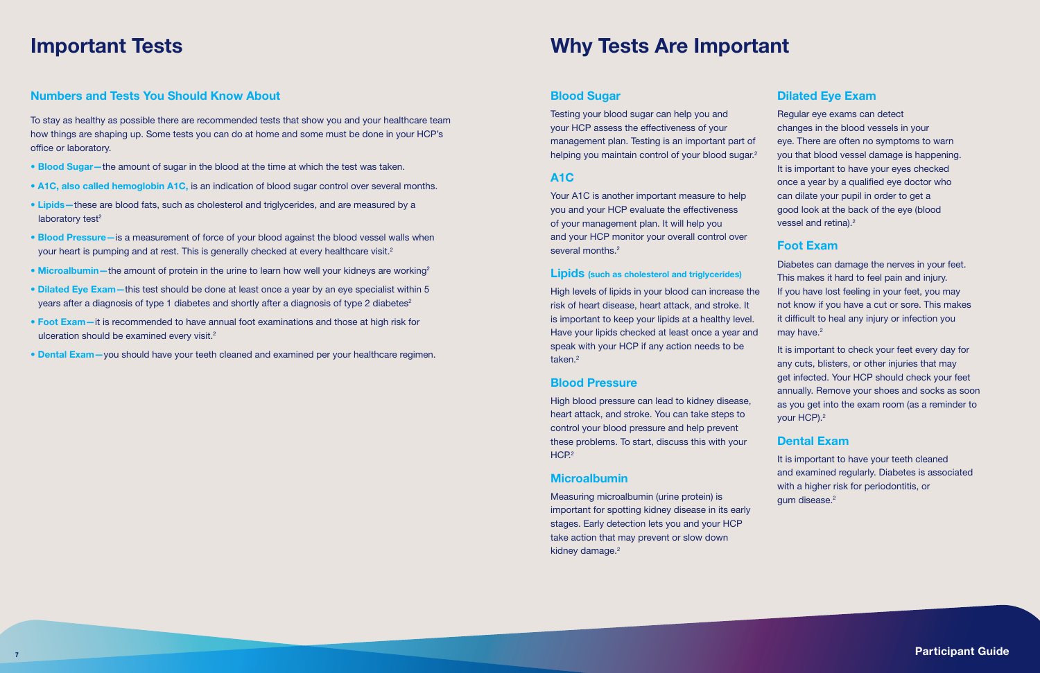# Important Tests

## Numbers and Tests You Should Know About

To stay as healthy as possible there are recommended tests that show you and your healthcare team how things are shaping up. Some tests you can do at home and some must be done in your HCP's office or laboratory.

- **Blood Sugar**—the amount of sugar in the blood at the time at which the test was taken.
- **A1C, also called hemoglobin A1C,** is an indication of blood sugar control over several months.
- **Lipids**—these are blood fats, such as cholesterol and triglycerides, and are measured by a laboratory test[2]
- **Blood Pressure**—is a measurement of force of your blood against the blood vessel walls when your heart is pumping and at rest. This is generally checked at every healthcare visit.[2]
- **Microalbumin**—the amount of protein in the urine to learn how well your kidneys are working[2]
- **Dilated Eye Exam**—this test should be done at least once a year by an eye specialist within 5 years after a diagnosis of type 1 diabetes and shortly after a diagnosis of type 2 diabetes[2]
- **Foot Exam**—it is recommended to have annual foot examinations and those at high risk for ulceration should be examined every visit.[2]
- **Dental Exam**—you should have your teeth cleaned and examined per your healthcare regimen.

# Why Tests Are Important

## Blood Sugar

Testing your blood sugar can help you and your HCP assess the effectiveness of your management plan. Testing is an important part of helping you maintain control of your blood sugar.[2]

## A1C

Your A1C is another important measure to help you and your HCP evaluate the effectiveness of your management plan. It will help you and your HCP monitor your overall control over several months.[2]

## Lipids (such as cholesterol and triglycerides)

High levels of lipids in your blood can increase the risk of heart disease, heart attack, and stroke. It is important to keep your lipids at a healthy level. Have your lipids checked at least once a year and speak with your HCP if any action needs to be taken.[2]

## Blood Pressure

High blood pressure can lead to kidney disease, heart attack, and stroke. You can take steps to control your blood pressure and help prevent these problems. To start, discuss this with your HCP.[2]

## Microalbumin

Measuring microalbumin (urine protein) is important for spotting kidney disease in its early stages. Early detection lets you and your HCP take action that may prevent or slow down kidney damage.[2]

## Dilated Eye Exam

Regular eye exams can detect changes in the blood vessels in your eye. There are often no symptoms to warn you that blood vessel damage is happening. It is important to have your eyes checked once a year by a qualified eye doctor who can dilate your pupil in order to get a good look at the back of the eye (blood vessel and retina).[2]

## Foot Exam

Diabetes can damage the nerves in your feet. This makes it hard to feel pain and injury. If you have lost feeling in your feet, you may not know if you have a cut or sore. This makes it difficult to heal any injury or infection you may have.[2]

It is important to check your feet every day for any cuts, blisters, or other injuries that may get infected. Your HCP should check your feet annually. Remove your shoes and socks as soon as you get into the exam room (as a reminder to your HCP).[2]

## Dental Exam

It is important to have your teeth cleaned and examined regularly. Diabetes is associated with a higher risk for periodontitis, or gum disease.[2]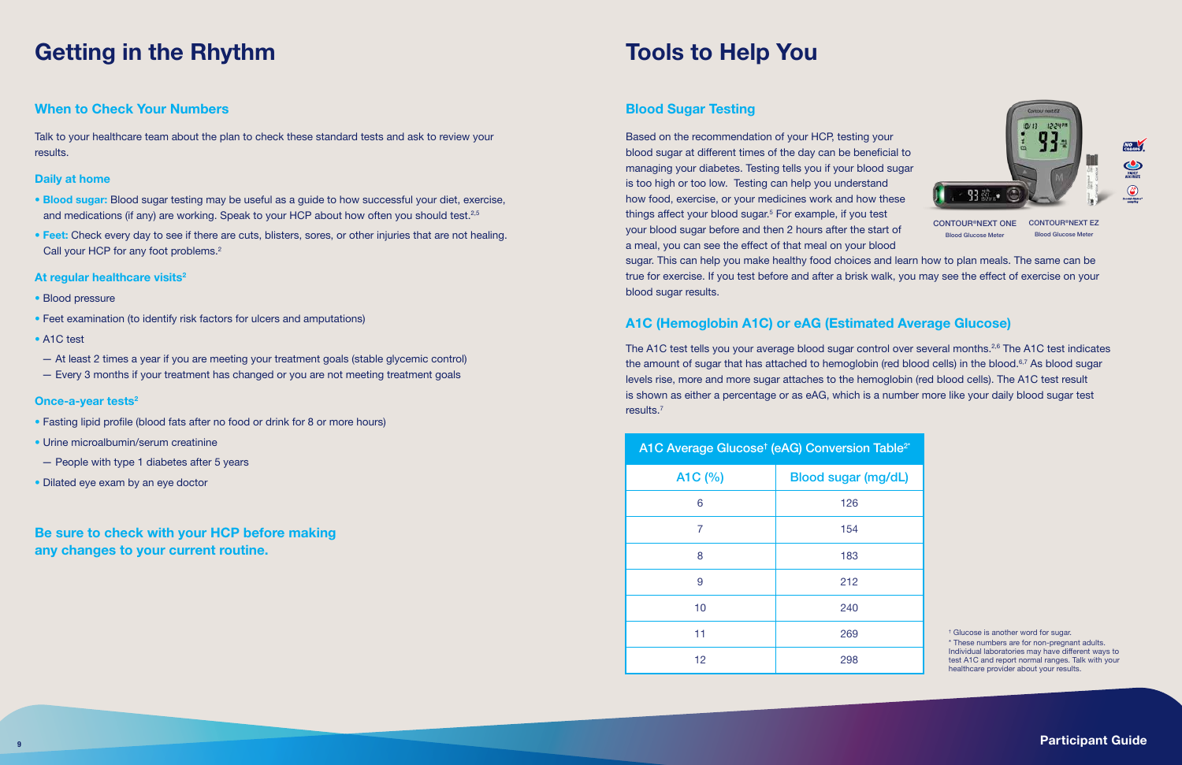# Getting in the Rhythm

## When to Check Your Numbers

Talk to your healthcare team about the plan to check these standard tests and ask to review your results.

### Daily at home

- **Blood sugar:** Blood sugar testing may be useful as a guide to how successful your diet, exercise, and medications (if any) are working. Speak to your HCP about how often you should test.[2,5]
- **Feet:** Check every day to see if there are cuts, blisters, sores, or other injuries that are not healing. Call your HCP for any foot problems.[2]

### At regular healthcare visits[2]

- Blood pressure
- Feet examination (to identify risk factors for ulcers and amputations)
- A1C test
  - At least 2 times a year if you are meeting your treatment goals (stable glycemic control)
  - Every 3 months if your treatment has changed or you are not meeting treatment goals

### Once-a-year tests[2]

- Fasting lipid profile (blood fats after no food or drink for 8 or more hours)
- Urine microalbumin/serum creatinine
  - People with type 1 diabetes after 5 years
- Dilated eye exam by an eye doctor

**Be sure to check with your HCP before making any changes to your current routine.**

# Tools to Help You

## Blood Sugar Testing

Based on the recommendation of your HCP, testing your blood sugar at different times of the day can be beneficial to managing your diabetes. Testing tells you if your blood sugar is too high or too low. Testing can help you understand how food, exercise, or your medicines work and how these things affect your blood sugar.[5] For example, if you test your blood sugar before and then 2 hours after the start of a meal, you can see the effect of that meal on your blood sugar. This can help you make healthy food choices and learn how to plan meals. The same can be true for exercise. If you test before and after a brisk walk, you may see the effect of exercise on your blood sugar results.

CONTOUR®NEXT ONE Blood Glucose Meter

CONTOUR®NEXT EZ Blood Glucose Meter

## A1C (Hemoglobin A1C) or eAG (Estimated Average Glucose)

The A1C test tells you your average blood sugar control over several months.[2,6] The A1C test indicates the amount of sugar that has attached to hemoglobin (red blood cells) in the blood.[6,7] As blood sugar levels rise, more and more sugar attaches to the hemoglobin (red blood cells). The A1C test result is shown as either a percentage or as eAG, which is a number more like your daily blood sugar test results.[7]

**A1C Average Glucose† (eAG) Conversion Table[2*]**

| A1C (%) | Blood sugar (mg/dL) |
|---|---|
| 6 | 126 |
| 7 | 154 |
| 8 | 183 |
| 9 | 212 |
| 10 | 240 |
| 11 | 269 |
| 12 | 298 |

† Glucose is another word for sugar.
\* These numbers are for non-pregnant adults. Individual laboratories may have different ways to test A1C and report normal ranges. Talk with your healthcare provider about your results.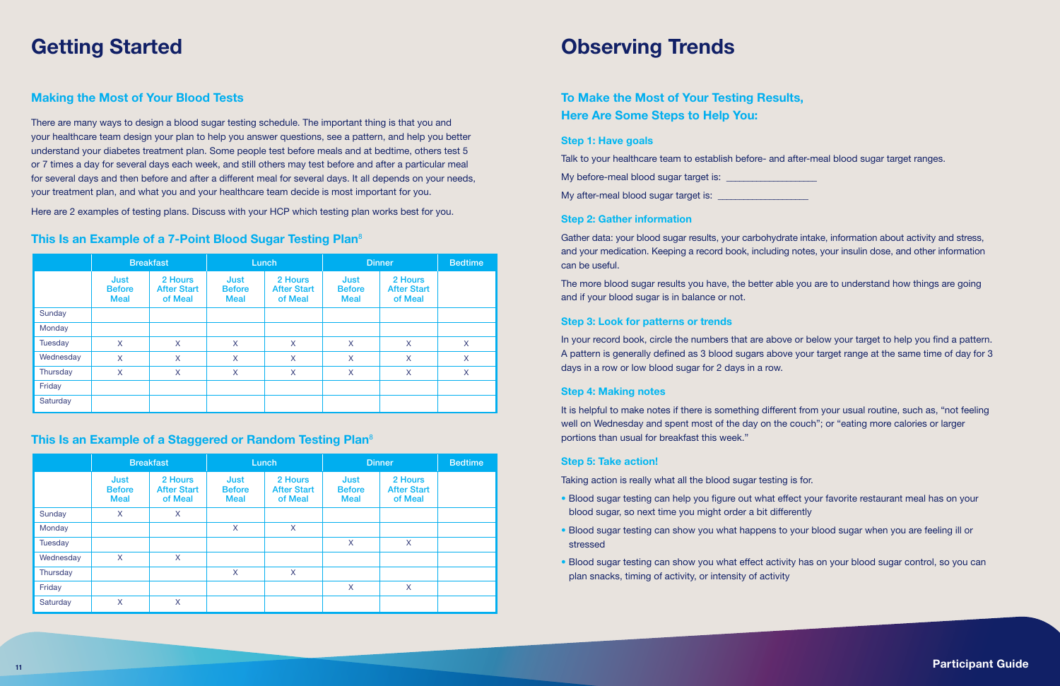# Getting Started

## Making the Most of Your Blood Tests

There are many ways to design a blood sugar testing schedule. The important thing is that you and your healthcare team design your plan to help you answer questions, see a pattern, and help you better understand your diabetes treatment plan. Some people test before meals and at bedtime, others test 5 or 7 times a day for several days each week, and still others may test before and after a particular meal for several days and then before and after a different meal for several days. It all depends on your needs, your treatment plan, and what you and your healthcare team decide is most important for you.

Here are 2 examples of testing plans. Discuss with your HCP which testing plan works best for you.

## This Is an Example of a 7-Point Blood Sugar Testing Plan[8]

| | Breakfast | | Lunch | | Dinner | | Bedtime |
|---|---|---|---|---|---|---|---|
| | Just Before Meal | 2 Hours After Start of Meal | Just Before Meal | 2 Hours After Start of Meal | Just Before Meal | 2 Hours After Start of Meal | |
| Sunday | | | | | | | |
| Monday | | | | | | | |
| Tuesday | X | X | X | X | X | X | X |
| Wednesday | X | X | X | X | X | X | X |
| Thursday | X | X | X | X | X | X | X |
| Friday | | | | | | | |
| Saturday | | | | | | | |

## This Is an Example of a Staggered or Random Testing Plan[8]

| | Breakfast | | Lunch | | Dinner | | Bedtime |
|---|---|---|---|---|---|---|---|
| | Just Before Meal | 2 Hours After Start of Meal | Just Before Meal | 2 Hours After Start of Meal | Just Before Meal | 2 Hours After Start of Meal | |
| Sunday | X | X | | | | | |
| Monday | | | X | X | | | |
| Tuesday | | | | | X | X | |
| Wednesday | X | X | | | | | |
| Thursday | | | X | X | | | |
| Friday | | | | | X | X | |
| Saturday | X | X | | | | | |

# Observing Trends

## To Make the Most of Your Testing Results, Here Are Some Steps to Help You:

### Step 1: Have goals

Talk to your healthcare team to establish before- and after-meal blood sugar target ranges.

My before-meal blood sugar target is: ________________

My after-meal blood sugar target is: ________________

### Step 2: Gather information

Gather data: your blood sugar results, your carbohydrate intake, information about activity and stress, and your medication. Keeping a record book, including notes, your insulin dose, and other information can be useful.

The more blood sugar results you have, the better able you are to understand how things are going and if your blood sugar is in balance or not.

### Step 3: Look for patterns or trends

In your record book, circle the numbers that are above or below your target to help you find a pattern. A pattern is generally defined as 3 blood sugars above your target range at the same time of day for 3 days in a row or low blood sugar for 2 days in a row.

### Step 4: Making notes

It is helpful to make notes if there is something different from your usual routine, such as, "not feeling well on Wednesday and spent most of the day on the couch"; or "eating more calories or larger portions than usual for breakfast this week."

### Step 5: Take action!

Taking action is really what all the blood sugar testing is for.

- Blood sugar testing can help you figure out what effect your favorite restaurant meal has on your blood sugar, so next time you might order a bit differently
- Blood sugar testing can show you what happens to your blood sugar when you are feeling ill or stressed
- Blood sugar testing can show you what effect activity has on your blood sugar control, so you can plan snacks, timing of activity, or intensity of activity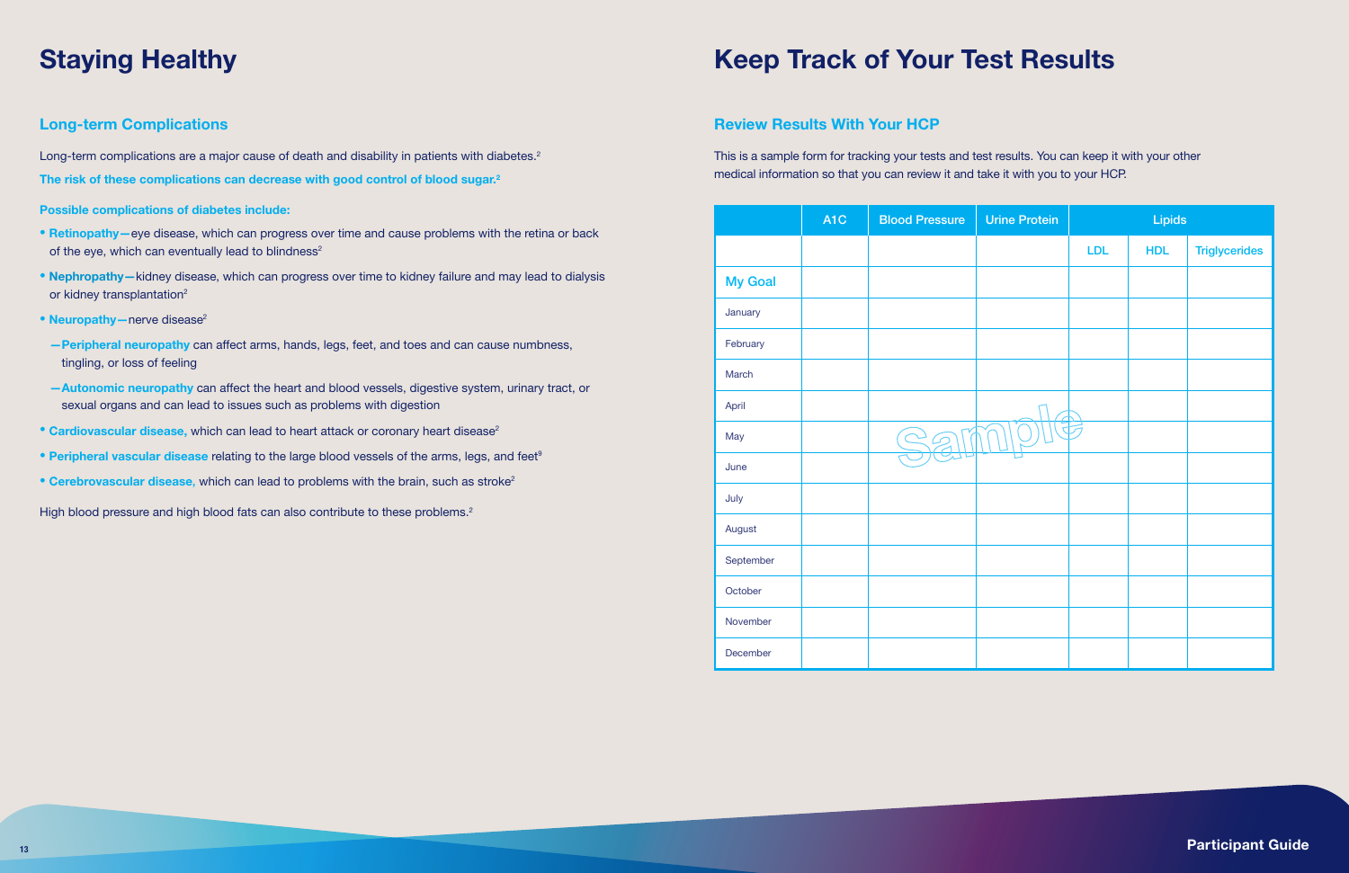# Staying Healthy

## Long-term Complications

Long-term complications are a major cause of death and disability in patients with diabetes.[2]

**The risk of these complications can decrease with good control of blood sugar.[2]**

**Possible complications of diabetes include:**

- **Retinopathy**—eye disease, which can progress over time and cause problems with the retina or back of the eye, which can eventually lead to blindness[2]
- **Nephropathy**—kidney disease, which can progress over time to kidney failure and may lead to dialysis or kidney transplantation[2]
- **Neuropathy**—nerve disease[2]
  - —**Peripheral neuropathy** can affect arms, hands, legs, feet, and toes and can cause numbness, tingling, or loss of feeling
  - —**Autonomic neuropathy** can affect the heart and blood vessels, digestive system, urinary tract, or sexual organs and can lead to issues such as problems with digestion
- **Cardiovascular disease,** which can lead to heart attack or coronary heart disease[2]
- **Peripheral vascular disease** relating to the large blood vessels of the arms, legs, and feet[9]
- **Cerebrovascular disease,** which can lead to problems with the brain, such as stroke[2]

High blood pressure and high blood fats can also contribute to these problems.[2]

# Keep Track of Your Test Results

## Review Results With Your HCP

This is a sample form for tracking your tests and test results. You can keep it with your other medical information so that you can review it and take it with you to your HCP.

| | A1C | Blood Pressure | Urine Protein | Lipids | | |
|---|---|---|---|---|---|---|
| | | | | LDL | HDL | Triglycerides |
| My Goal | | | | | | |
| January | | | | | | |
| February | | | | | | |
| March | | | | | | |
| April | | | | | | |
| May | | | | | | |
| June | | | | | | |
| July | | | | | | |
| August | | | | | | |
| September | | | | | | |
| October | | | | | | |
| November | | | | | | |
| December | | | | | | |

Sample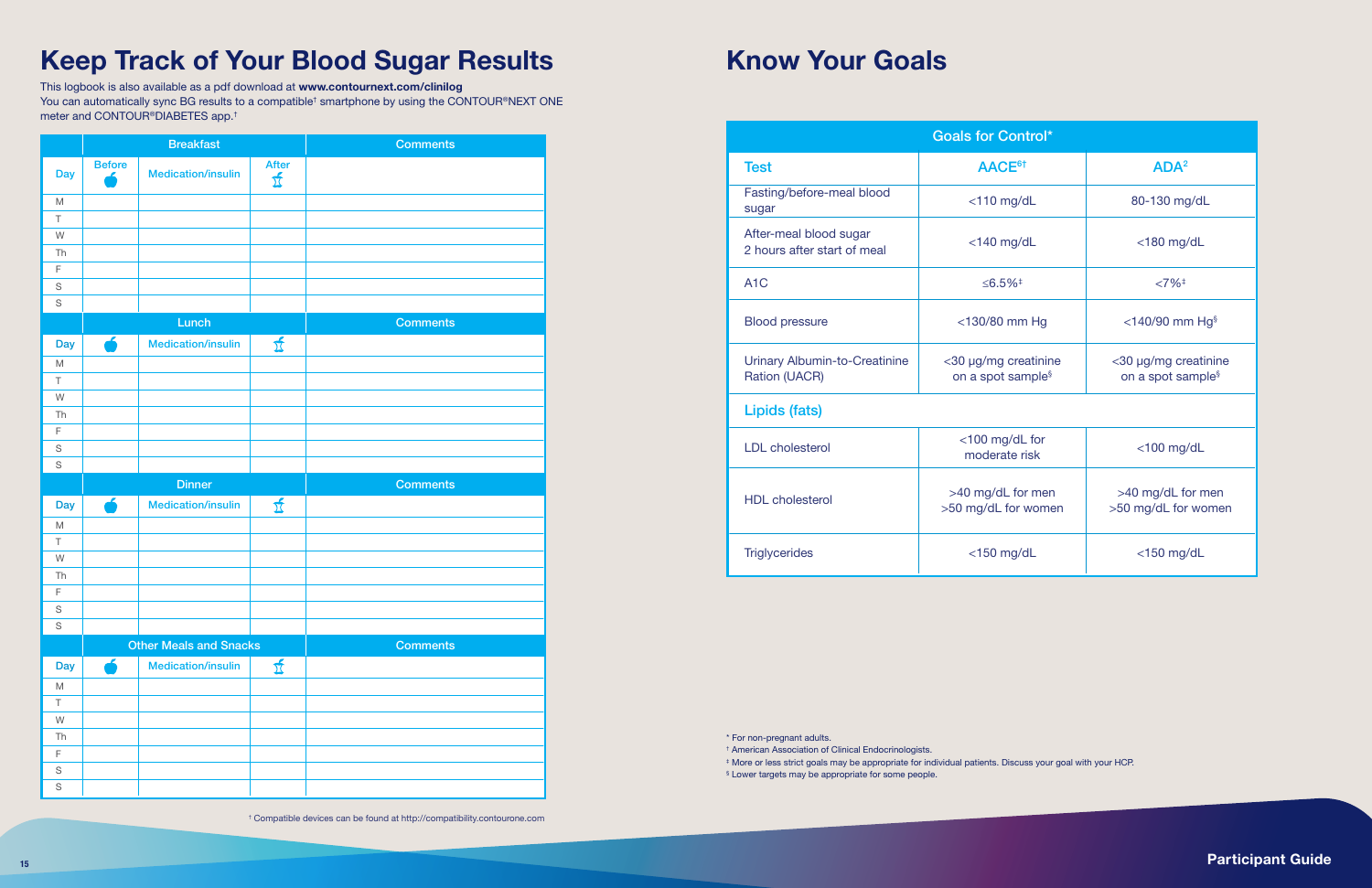# Keep Track of Your Blood Sugar Results

This logbook is also available as a pdf download at **www.contournext.com/clinilog**
You can automatically sync BG results to a compatible† smartphone by using the CONTOUR®NEXT ONE meter and CONTOUR®DIABETES app.†

| | Breakfast | | | Comments |
|---|---|---|---|---|
| Day | Before | Medication/insulin | After | |
| M | | | | |
| T | | | | |
| W | | | | |
| Th | | | | |
| F | | | | |
| S | | | | |
| S | | | | |

| | Lunch | | | Comments |
|---|---|---|---|---|
| Day | | Medication/insulin | | |
| M | | | | |
| T | | | | |
| W | | | | |
| Th | | | | |
| F | | | | |
| S | | | | |
| S | | | | |

| | Dinner | | | Comments |
|---|---|---|---|---|
| Day | | Medication/insulin | | |
| M | | | | |
| T | | | | |
| W | | | | |
| Th | | | | |
| F | | | | |
| S | | | | |
| S | | | | |

| | Other Meals and Snacks | | | Comments |
|---|---|---|---|---|
| Day | | Medication/insulin | | |
| M | | | | |
| T | | | | |
| W | | | | |
| Th | | | | |
| F | | | | |
| S | | | | |
| S | | | | |

† Compatible devices can be found at http://compatibility.contourone.com

# Know Your Goals

| Goals for Control* | | |
|---|---|---|
| Test | AACE[6†] | ADA[2] |
| Fasting/before-meal blood sugar | <110 mg/dL | 80-130 mg/dL |
| After-meal blood sugar 2 hours after start of meal | <140 mg/dL | <180 mg/dL |
| A1C | ≤6.5%‡ | <7%‡ |
| Blood pressure | <130/80 mm Hg | <140/90 mm Hg§ |
| Urinary Albumin-to-Creatinine Ration (UACR) | <30 μg/mg creatinine on a spot sample§ | <30 μg/mg creatinine on a spot sample§ |
| **Lipids (fats)** | | |
| LDL cholesterol | <100 mg/dL for moderate risk | <100 mg/dL |
| HDL cholesterol | >40 mg/dL for men >50 mg/dL for women | >40 mg/dL for men >50 mg/dL for women |
| Triglycerides | <150 mg/dL | <150 mg/dL |

\* For non-pregnant adults.
† American Association of Clinical Endocrinologists.
‡ More or less strict goals may be appropriate for individual patients. Discuss your goal with your HCP.
§ Lower targets may be appropriate for some people.